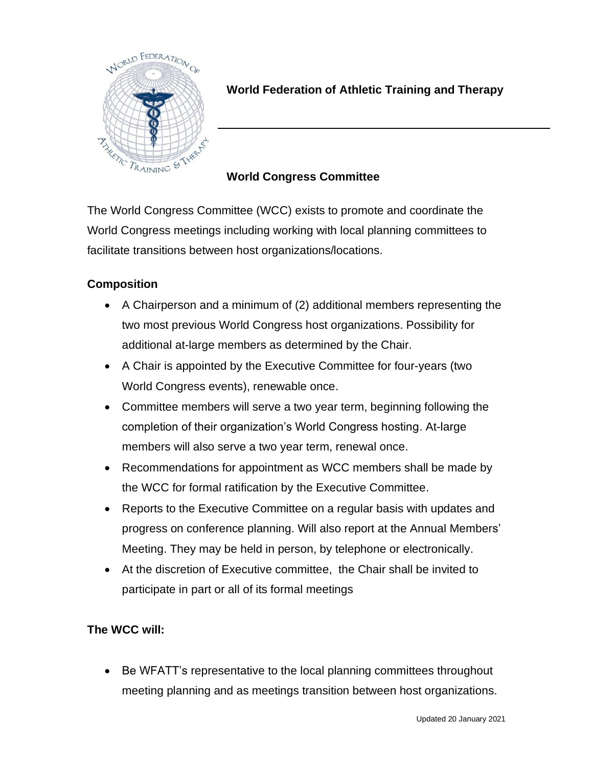# World Federation of Athletic Training and Therapy

## World Congress Committee

The World Congress Committee (WCC) exists to promote and coordinate the World Congress meetings including working with local planning committees to facilitate transitions between host organizations/locations.

### Composition

- A Chairperson and a minimum of (2) additional members representing the two most previous World Congress host organizations. Possibility for additional at-large members as determined by the Chair.
- A Chair is appointed by the Executive Committee for four-years (two World Congress events), renewable once.
- Committee members will serve a two year term, beginning following the completion of their organization's World Congress hosting. At-large members will also serve a two year term, renewal once.
- Recommendations for appointment as WCC members shall be made by the WCC for formal ratification by the Executive Committee.
- Reports to the Executive Committee on a regular basis with updates and progress on conference planning. Will also report at the Annual Members' Meeting. They may be held in person, by telephone or electronically.
- At the discretion of Executive committee, the Chair shall be invited to participate in part or all of its formal meetings

### The WCC will:

- Be WFATT's representative to the local planning committees throughout meeting planning and as meetings transition between host organizations.

Updated 20 January 2021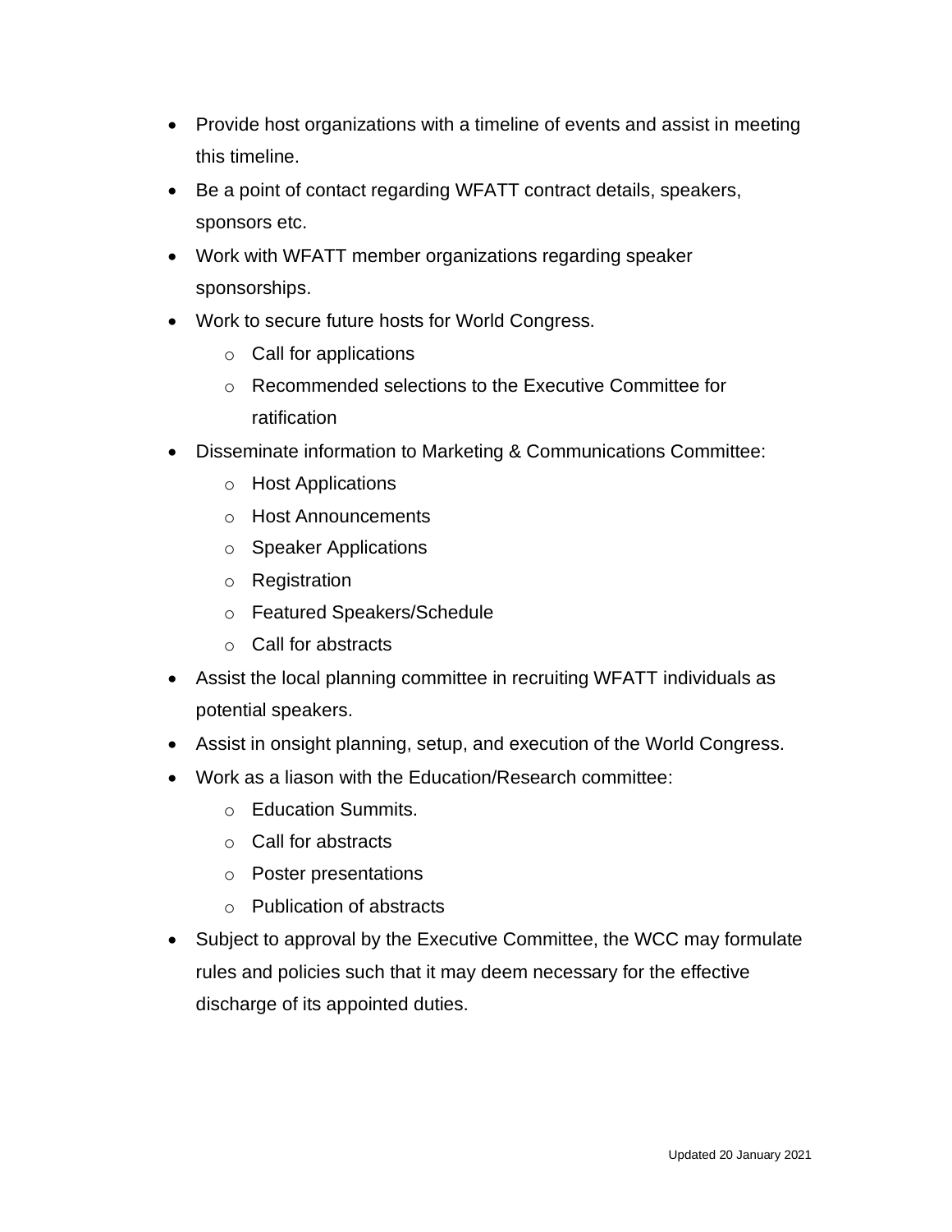- Provide host organizations with a timeline of events and assist in meeting this timeline.
- Be a point of contact regarding WFATT contract details, speakers, sponsors etc.
- Work with WFATT member organizations regarding speaker sponsorships.
- Work to secure future hosts for World Congress.
  - Call for applications
  - Recommended selections to the Executive Committee for ratification
- Disseminate information to Marketing & Communications Committee:
  - Host Applications
  - Host Announcements
  - Speaker Applications
  - Registration
  - Featured Speakers/Schedule
  - Call for abstracts
- Assist the local planning committee in recruiting WFATT individuals as potential speakers.
- Assist in onsight planning, setup, and execution of the World Congress.
- Work as a liason with the Education/Research committee:
  - Education Summits.
  - Call for abstracts
  - Poster presentations
  - Publication of abstracts
- Subject to approval by the Executive Committee, the WCC may formulate rules and policies such that it may deem necessary for the effective discharge of its appointed duties.

Updated 20 January 2021